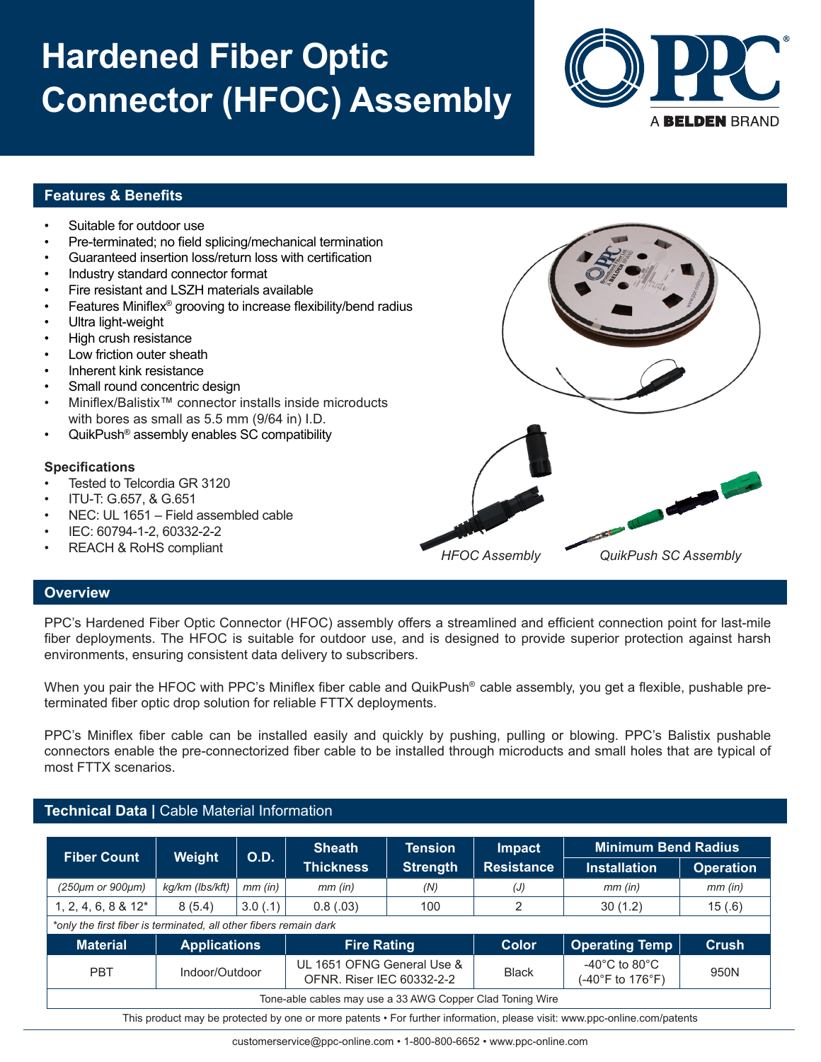# Hardened Fiber Optic Connector (HFOC) Assembly

## Features & Benefits

- Suitable for outdoor use
- Pre-terminated; no field splicing/mechanical termination
- Guaranteed insertion loss/return loss with certification
- Industry standard connector format
- Fire resistant and LSZH materials available
- Features Miniflex® grooving to increase flexibility/bend radius
- Ultra light-weight
- High crush resistance
- Low friction outer sheath
- Inherent kink resistance
- Small round concentric design
- Miniflex/Balistix™ connector installs inside microducts with bores as small as 5.5 mm (9/64 in) I.D.
- QuikPush® assembly enables SC compatibility

### Specifications

- Tested to Telcordia GR 3120
- ITU-T: G.657, & G.651
- NEC: UL 1651 – Field assembled cable
- IEC: 60794-1-2, 60332-2-2
- REACH & RoHS compliant

*HFOC Assembly*

*QuikPush SC Assembly*

## Overview

PPC's Hardened Fiber Optic Connector (HFOC) assembly offers a streamlined and efficient connection point for last-mile fiber deployments. The HFOC is suitable for outdoor use, and is designed to provide superior protection against harsh environments, ensuring consistent data delivery to subscribers.

When you pair the HFOC with PPC's Miniflex fiber cable and QuikPush® cable assembly, you get a flexible, pushable pre-terminated fiber optic drop solution for reliable FTTX deployments.

PPC's Miniflex fiber cable can be installed easily and quickly by pushing, pulling or blowing. PPC's Balistix pushable connectors enable the pre-connectorized fiber cable to be installed through microducts and small holes that are typical of most FTTX scenarios.

## Technical Data | Cable Material Information

| Fiber Count | Weight | O.D. | Sheath Thickness | Tension Strength | Impact Resistance | Minimum Bend Radius Installation | Minimum Bend Radius Operation |
|---|---|---|---|---|---|---|---|
| *(250µm or 900µm)* | *kg/km (lbs/kft)* | *mm (in)* | *mm (in)* | *(N)* | *(J)* | *mm (in)* | *mm (in)* |
| 1, 2, 4, 6, 8 & 12* | 8 (5.4) | 3.0 (.1) | 0.8 (.03) | 100 | 2 | 30 (1.2) | 15 (.6) |

*\*only the first fiber is terminated, all other fibers remain dark*

| Material | Applications | Fire Rating | Color | Operating Temp | Crush |
|---|---|---|---|---|---|
| PBT | Indoor/Outdoor | UL 1651 OFNG General Use & OFNR. Riser IEC 60332-2-2 | Black | -40°C to 80°C (-40°F to 176°F) | 950N |

Tone-able cables may use a 33 AWG Copper Clad Toning Wire

This product may be protected by one or more patents • For further information, please visit: www.ppc-online.com/patents

customerservice@ppc-online.com • 1-800-800-6652 • www.ppc-online.com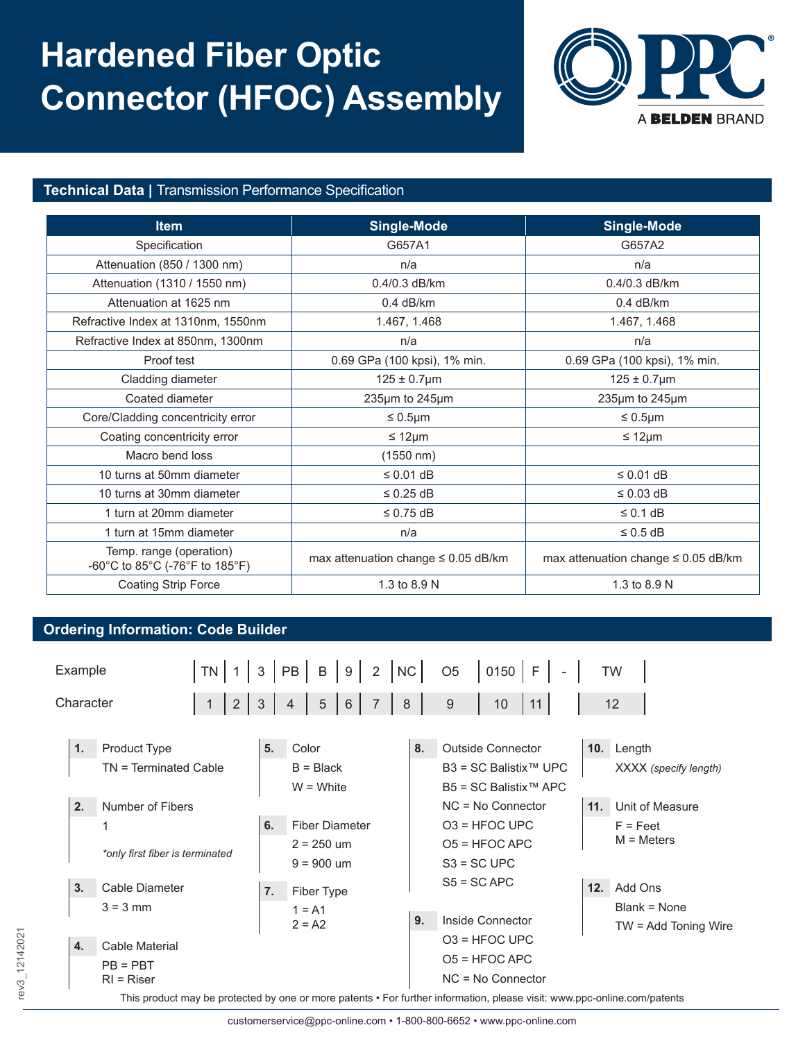# Hardened Fiber Optic Connector (HFOC) Assembly

PPC A BELDEN BRAND

## Technical Data | Transmission Performance Specification

| Item | Single-Mode | Single-Mode |
|---|---|---|
| Specification | G657A1 | G657A2 |
| Attenuation (850 / 1300 nm) | n/a | n/a |
| Attenuation (1310 / 1550 nm) | 0.4/0.3 dB/km | 0.4/0.3 dB/km |
| Attenuation at 1625 nm | 0.4 dB/km | 0.4 dB/km |
| Refractive Index at 1310nm, 1550nm | 1.467, 1.468 | 1.467, 1.468 |
| Refractive Index at 850nm, 1300nm | n/a | n/a |
| Proof test | 0.69 GPa (100 kpsi), 1% min. | 0.69 GPa (100 kpsi), 1% min. |
| Cladding diameter | 125 ± 0.7µm | 125 ± 0.7µm |
| Coated diameter | 235µm to 245µm | 235µm to 245µm |
| Core/Cladding concentricity error | ≤ 0.5µm | ≤ 0.5µm |
| Coating concentricity error | ≤ 12µm | ≤ 12µm |
| Macro bend loss | (1550 nm) | |
| 10 turns at 50mm diameter | ≤ 0.01 dB | ≤ 0.01 dB |
| 10 turns at 30mm diameter | ≤ 0.25 dB | ≤ 0.03 dB |
| 1 turn at 20mm diameter | ≤ 0.75 dB | ≤ 0.1 dB |
| 1 turn at 15mm diameter | n/a | ≤ 0.5 dB |
| Temp. range (operation) -60°C to 85°C (-76°F to 185°F) | max attenuation change ≤ 0.05 dB/km | max attenuation change ≤ 0.05 dB/km |
| Coating Strip Force | 1.3 to 8.9 N | 1.3 to 8.9 N |

## Ordering Information: Code Builder

| | | | | | | | | | | | | |
|---|---|---|---|---|---|---|---|---|---|---|---|---|
| Example | TN | 1 | 3 | PB | B | 9 | 2 | NC | O5 | 0150 | F | - | TW |
| Character | 1 | 2 | 3 | 4 | 5 | 6 | 7 | 8 | 9 | 10 | 11 | | 12 |

**1.** Product Type
- TN = Terminated Cable

**2.** Number of Fibers
- 1

*\*only first fiber is terminated*

**3.** Cable Diameter
- 3 = 3 mm

**4.** Cable Material
- PB = PBT
- RI = Riser

**5.** Color
- B = Black
- W = White

**6.** Fiber Diameter
- 2 = 250 um
- 9 = 900 um

**7.** Fiber Type
- 1 = A1
- 2 = A2

**8.** Outside Connector
- B3 = SC Balistix™ UPC
- B5 = SC Balistix™ APC
- NC = No Connector
- O3 = HFOC UPC
- O5 = HFOC APC
- S3 = SC UPC
- S5 = SC APC

**9.** Inside Connector
- O3 = HFOC UPC
- O5 = HFOC APC
- NC = No Connector

**10.** Length
- XXXX *(specify length)*

**11.** Unit of Measure
- F = Feet
- M = Meters

**12.** Add Ons
- Blank = None
- TW = Add Toning Wire

This product may be protected by one or more patents • For further information, please visit: www.ppc-online.com/patents

rev3_12142021

customerservice@ppc-online.com • 1-800-800-6652 • www.ppc-online.com